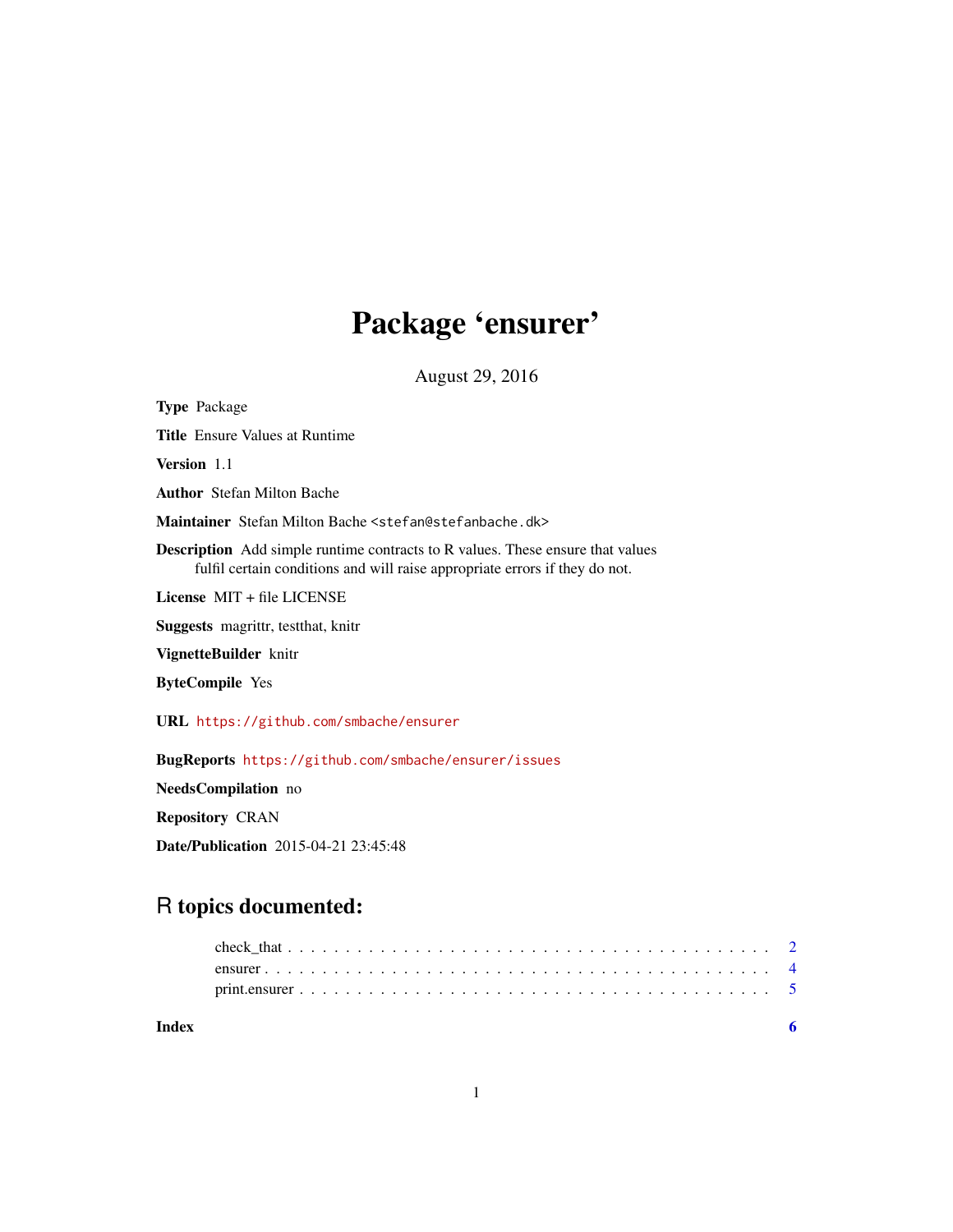# Package 'ensurer'

August 29, 2016

**Type** Package

**Title** Ensure Values at Runtime

**Version** 1.1

**Author** Stefan Milton Bache

**Maintainer** Stefan Milton Bache <stefan@stefanbache.dk>

**Description** Add simple runtime contracts to R values. These ensure that values fulfil certain conditions and will raise appropriate errors if they do not.

**License** MIT + file LICENSE

**Suggests** magrittr, testthat, knitr

**VignetteBuilder** knitr

**ByteCompile** Yes

**URL** https://github.com/smbache/ensurer

**BugReports** https://github.com/smbache/ensurer/issues

**NeedsCompilation** no

**Repository** CRAN

**Date/Publication** 2015-04-21 23:45:48

## R topics documented:

- check_that . . . . . . . . . . . . . . . . . . . . . . . . . . . . . . . . . . . . . . . . 2
- ensurer . . . . . . . . . . . . . . . . . . . . . . . . . . . . . . . . . . . . . . . . . . 4
- print.ensurer . . . . . . . . . . . . . . . . . . . . . . . . . . . . . . . . . . . . . . . 5

**Index** **6**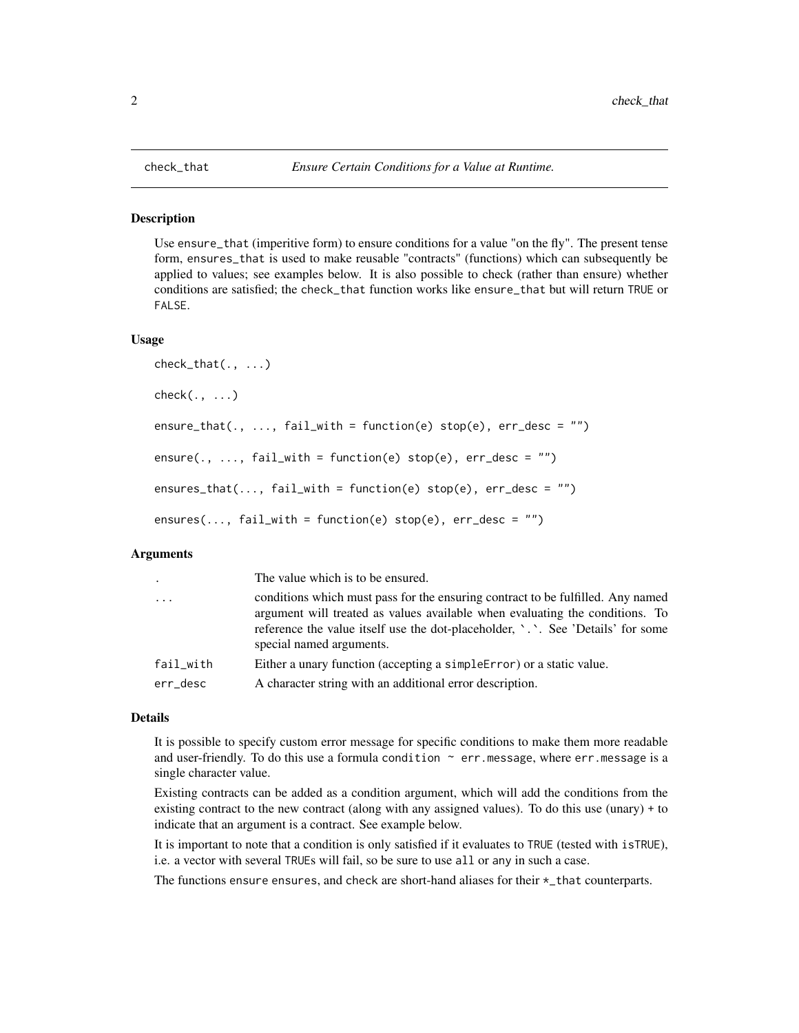# check_that

*Ensure Certain Conditions for a Value at Runtime.*

## Description

Use `ensure_that` (imperitive form) to ensure conditions for a value "on the fly". The present tense form, `ensures_that` is used to make reusable "contracts" (functions) which can subsequently be applied to values; see examples below. It is also possible to check (rather than ensure) whether conditions are satisfied; the `check_that` function works like `ensure_that` but will return `TRUE` or `FALSE`.

## Usage

```
check_that(., ...)

check(., ...)

ensure_that(., ..., fail_with = function(e) stop(e), err_desc = "")

ensure(., ..., fail_with = function(e) stop(e), err_desc = "")

ensures_that(..., fail_with = function(e) stop(e), err_desc = "")

ensures(..., fail_with = function(e) stop(e), err_desc = "")
```

## Arguments

| | |
|---|---|
| `.` | The value which is to be ensured. |
| `...` | conditions which must pass for the ensuring contract to be fulfilled. Any named argument will treated as values available when evaluating the conditions. To reference the value itself use the dot-placeholder, `` `.` ``. See 'Details' for some special named arguments. |
| `fail_with` | Either a unary function (accepting a `simpleError`) or a static value. |
| `err_desc` | A character string with an additional error description. |

## Details

It is possible to specify custom error message for specific conditions to make them more readable and user-friendly. To do this use a formula `condition ~ err.message`, where `err.message` is a single character value.

Existing contracts can be added as a condition argument, which will add the conditions from the existing contract to the new contract (along with any assigned values). To do this use (unary) `+` to indicate that an argument is a contract. See example below.

It is important to note that a condition is only satisfied if it evaluates to `TRUE` (tested with `isTRUE`), i.e. a vector with several `TRUE`s will fail, so be sure to use `all` or `any` in such a case.

The functions `ensure` `ensures`, and `check` are short-hand aliases for their `*_that` counterparts.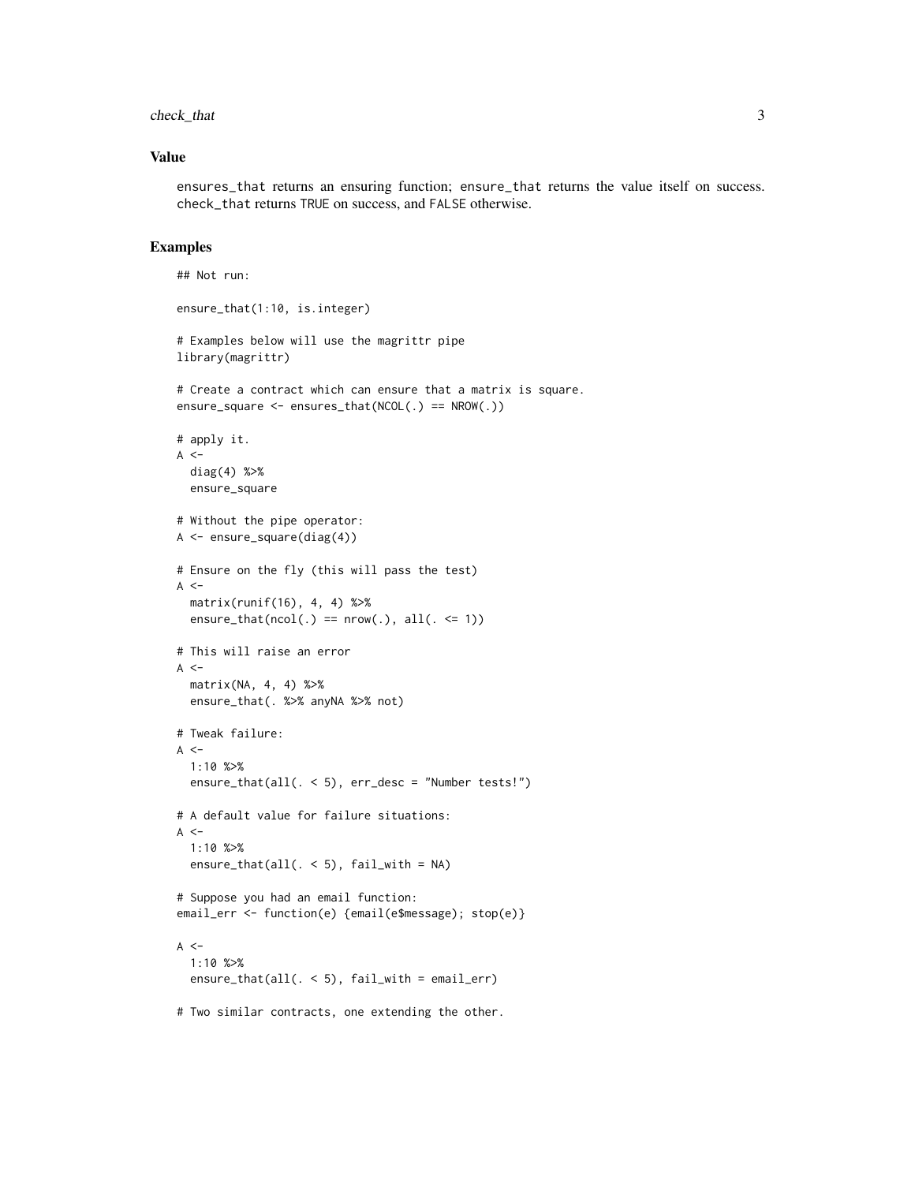### Value

`ensures_that` returns an ensuring function; `ensure_that` returns the value itself on success. `check_that` returns `TRUE` on success, and `FALSE` otherwise.

### Examples

```
## Not run:

ensure_that(1:10, is.integer)

# Examples below will use the magrittr pipe
library(magrittr)

# Create a contract which can ensure that a matrix is square.
ensure_square <- ensures_that(NCOL(.) == NROW(.))

# apply it.
A <-
  diag(4) %>%
  ensure_square

# Without the pipe operator:
A <- ensure_square(diag(4))

# Ensure on the fly (this will pass the test)
A <-
  matrix(runif(16), 4, 4) %>%
  ensure_that(ncol(.) == nrow(.), all(. <= 1))

# This will raise an error
A <-
  matrix(NA, 4, 4) %>%
  ensure_that(. %>% anyNA %>% not)

# Tweak failure:
A <-
  1:10 %>%
  ensure_that(all(. < 5), err_desc = "Number tests!")

# A default value for failure situations:
A <-
  1:10 %>%
  ensure_that(all(. < 5), fail_with = NA)

# Suppose you had an email function:
email_err <- function(e) {email(e$message); stop(e)}

A <-
  1:10 %>%
  ensure_that(all(. < 5), fail_with = email_err)

# Two similar contracts, one extending the other.
```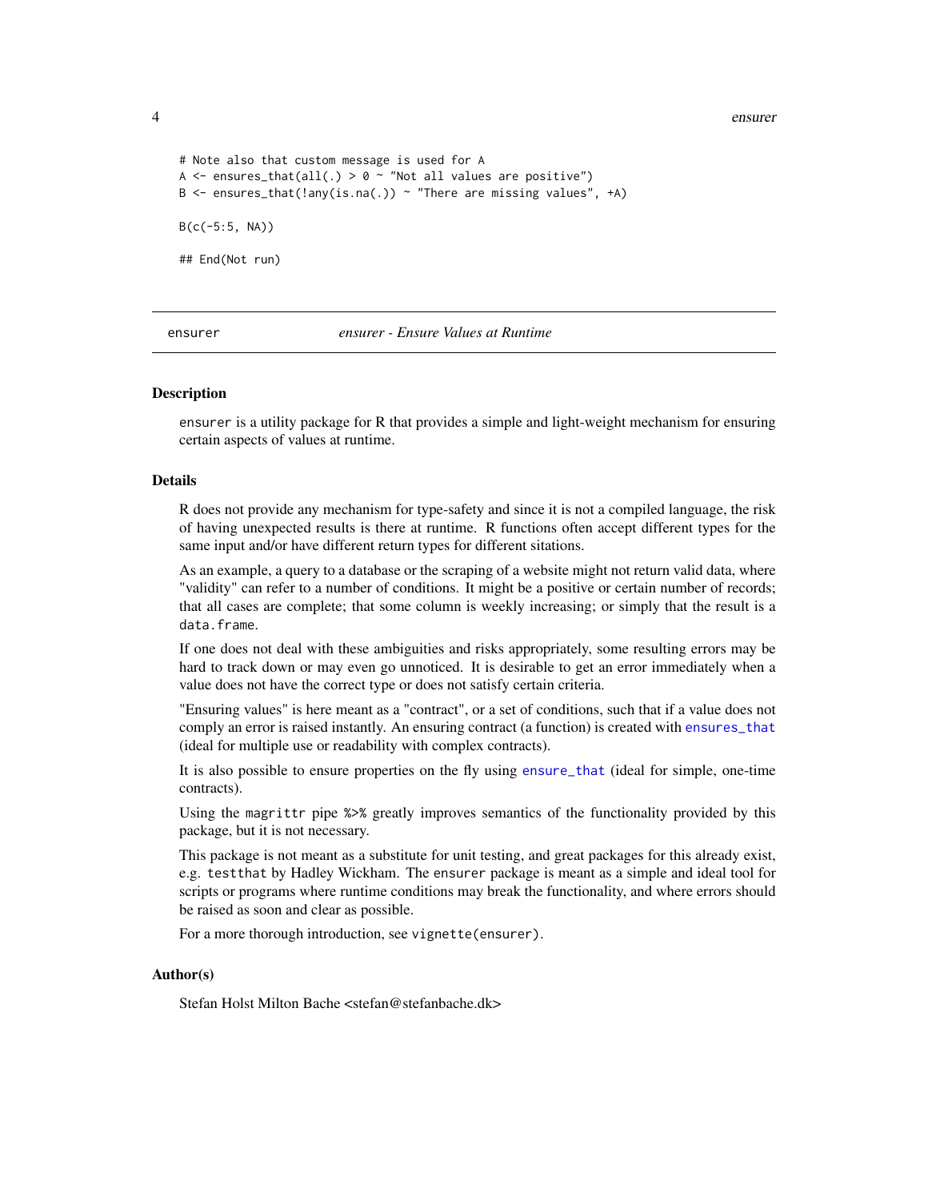```
# Note also that custom message is used for A
A <- ensures_that(all(.) > 0 ~ "Not all values are positive")
B <- ensures_that(!any(is.na(.)) ~ "There are missing values", +A)

B(c(-5:5, NA))

## End(Not run)
```

---

`ensurer` *ensurer - Ensure Values at Runtime*

---

### Description

ensurer is a utility package for R that provides a simple and light-weight mechanism for ensuring certain aspects of values at runtime.

### Details

R does not provide any mechanism for type-safety and since it is not a compiled language, the risk of having unexpected results is there at runtime. R functions often accept different types for the same input and/or have different return types for different sitations.

As an example, a query to a database or the scraping of a website might not return valid data, where "validity" can refer to a number of conditions. It might be a positive or certain number of records; that all cases are complete; that some column is weekly increasing; or simply that the result is a `data.frame`.

If one does not deal with these ambiguities and risks appropriately, some resulting errors may be hard to track down or may even go unnoticed. It is desirable to get an error immediately when a value does not have the correct type or does not satisfy certain criteria.

"Ensuring values" is here meant as a "contract", or a set of conditions, such that if a value does not comply an error is raised instantly. An ensuring contract (a function) is created with `ensures_that` (ideal for multiple use or readability with complex contracts).

It is also possible to ensure properties on the fly using `ensure_that` (ideal for simple, one-time contracts).

Using the `magrittr` pipe `%>%` greatly improves semantics of the functionality provided by this package, but it is not necessary.

This package is not meant as a substitute for unit testing, and great packages for this already exist, e.g. `testthat` by Hadley Wickham. The `ensurer` package is meant as a simple and ideal tool for scripts or programs where runtime conditions may break the functionality, and where errors should be raised as soon and clear as possible.

For a more thorough introduction, see `vignette(ensurer)`.

### Author(s)

Stefan Holst Milton Bache <stefan@stefanbache.dk>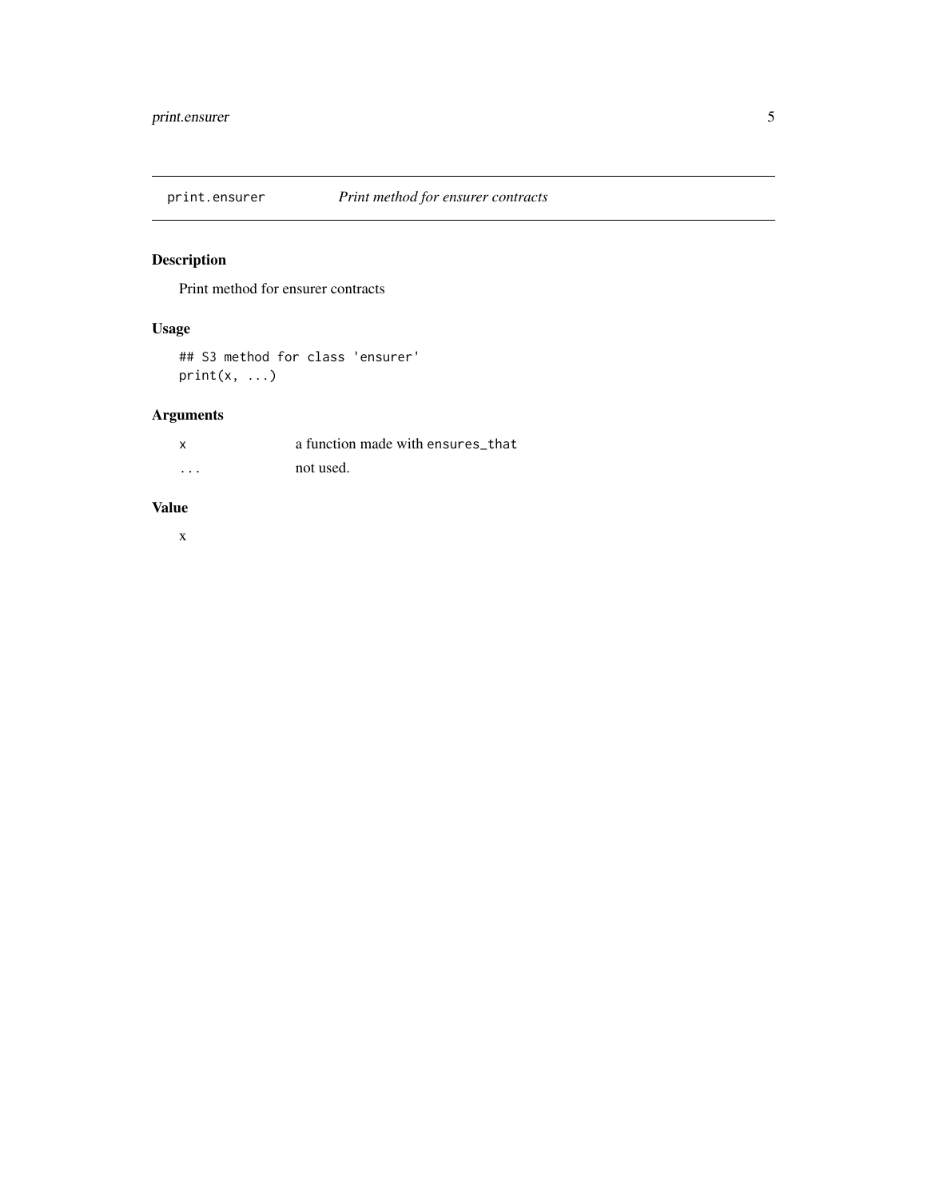# print.ensurer — *Print method for ensurer contracts*

## Description

Print method for ensurer contracts

## Usage

```
## S3 method for class 'ensurer'
print(x, ...)
```

## Arguments

| | |
|---|---|
| `x` | a function made with `ensures_that` |
| `...` | not used. |

## Value

x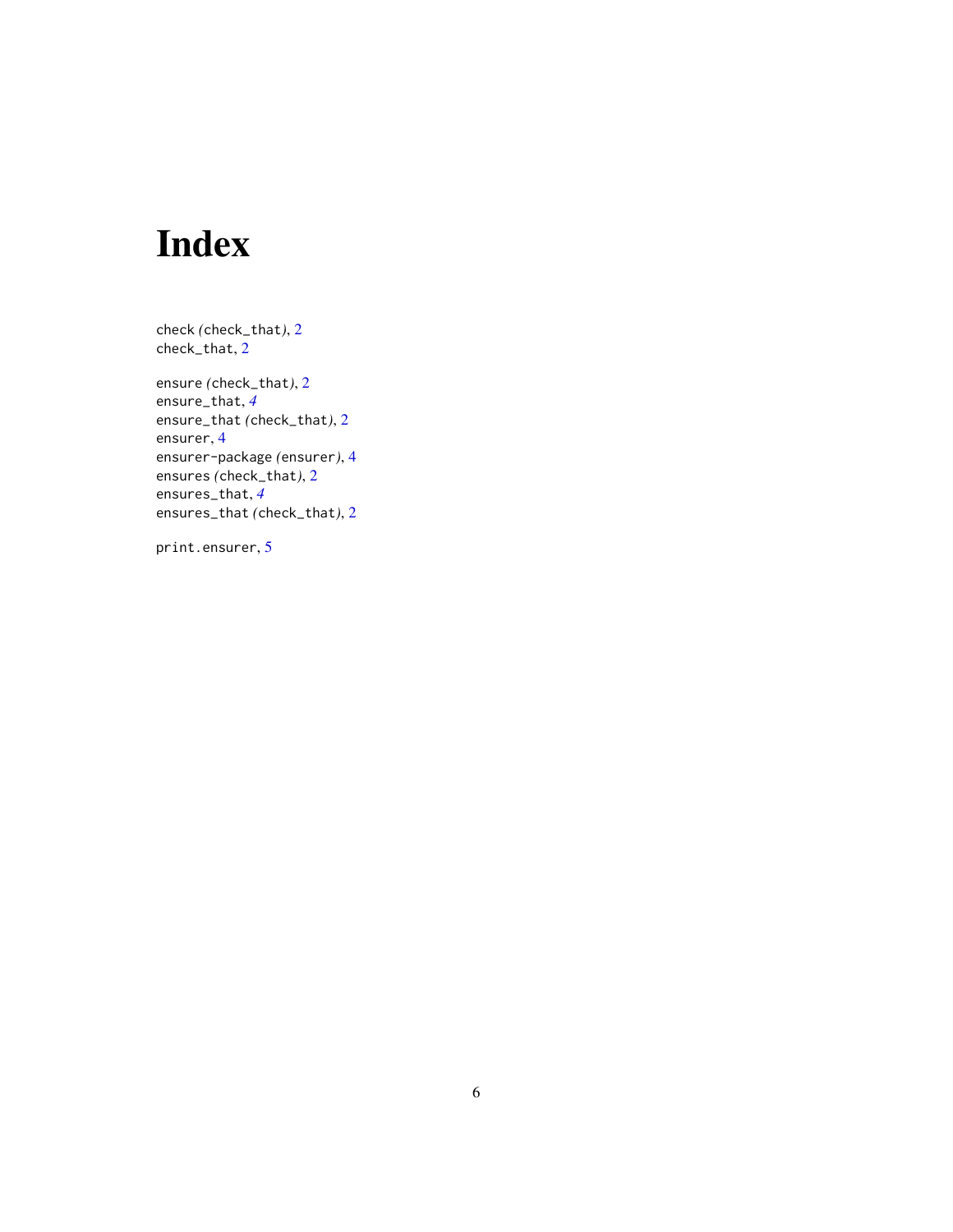# Index

check (check_that), 2
check_that, 2

ensure (check_that), 2
ensure_that, *4*
ensure_that (check_that), 2
ensurer, 4
ensurer-package (ensurer), 4
ensures (check_that), 2
ensures_that, *4*
ensures_that (check_that), 2

print.ensurer, 5